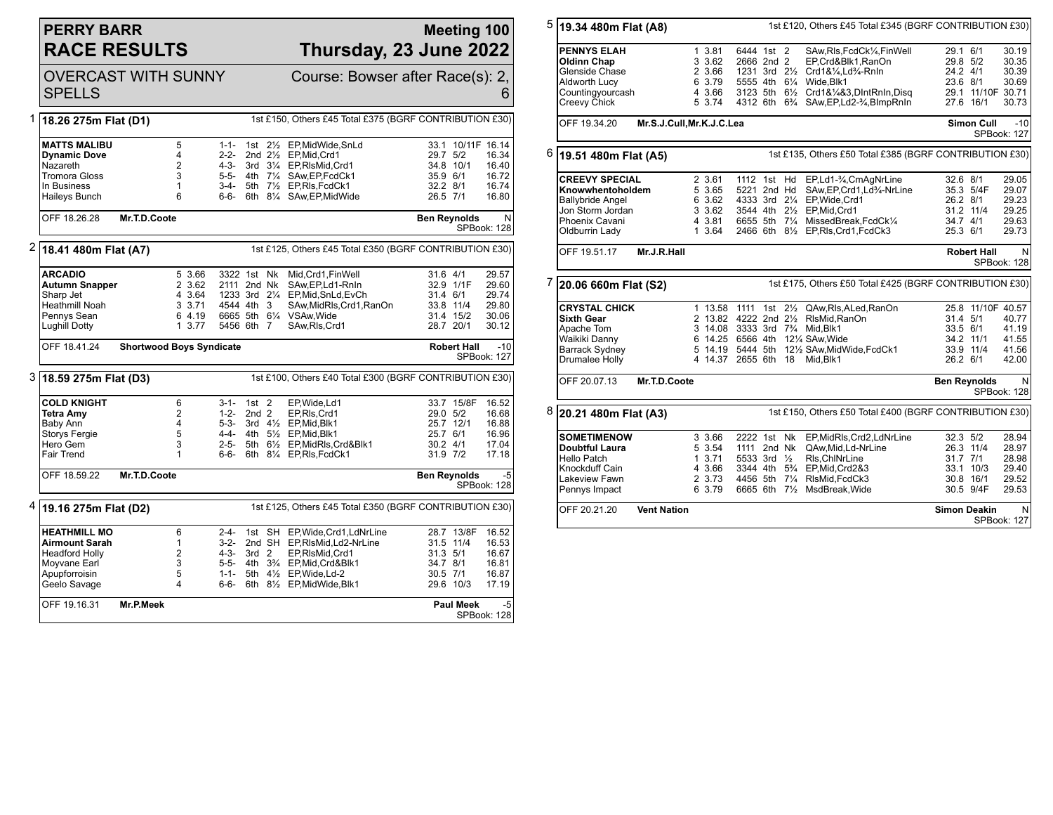# PERRY BARR RACE RESULTS

**Meeting 100**
**Thursday, 23 June 2022**

OVERCAST WITH SUNNY SPELLS

Course: Bowser after Race(s): 2, 6

## 1 18.26 275m Flat (D1)

1st £150, Others £45 Total £375 (BGRF CONTRIBUTION £30)

| Dog | Trap | Sectional | Bends | Pos | Dist | Remarks | Weight | SP | Time |
|---|---|---|---|---|---|---|---|---|---|
| **MATTS MALIBU** | 5 | | 1-1- | 1st | 2½ | EP,MidWide,SnLd | 33.1 | 10/11F | 16.14 |
| **Dynamic Dove** | 4 | | 2-2- | 2nd | 2½ | EP,Mid,Crd1 | 29.7 | 5/2 | 16.34 |
| Nazareth | 2 | | 4-3- | 3rd | 3¼ | EP,RlsMid,Crd1 | 34.8 | 10/1 | 16.40 |
| Tromora Gloss | 3 | | 5-5- | 4th | 7¼ | SAw,EP,FcdCk1 | 35.9 | 6/1 | 16.72 |
| In Business | 1 | | 3-4- | 5th | 7½ | EP,Rls,FcdCk1 | 32.2 | 8/1 | 16.74 |
| Haileys Bunch | 6 | | 6-6- | 6th | 8¼ | SAw,EP,MidWide | 26.5 | 7/1 | 16.80 |

OFF 18.26.28 **Mr.T.D.Coote** — **Ben Reynolds** N — SPBook: 128

## 2 18.41 480m Flat (A7)

1st £125, Others £45 Total £350 (BGRF CONTRIBUTION £30)

| Dog | Trap | Sectional | Bends | Pos | Dist | Remarks | Weight | SP | Time |
|---|---|---|---|---|---|---|---|---|---|
| **ARCADIO** | 5 | 3.66 | 3322 | 1st | Nk | Mid,Crd1,FinWell | 31.6 | 4/1 | 29.57 |
| **Autumn Snapper** | 2 | 3.62 | 2111 | 2nd | Nk | SAw,EP,Ld1-Rnln | 32.9 | 1/1F | 29.60 |
| Sharp Jet | 4 | 3.64 | 1233 | 3rd | 2¼ | EP,Mid,SnLd,EvCh | 31.4 | 6/1 | 29.74 |
| Heathmill Noah | 3 | 3.71 | 4544 | 4th | 3 | SAw,MidRls,Crd1,RanOn | 33.8 | 11/4 | 29.80 |
| Pennys Sean | 6 | 4.19 | 6665 | 5th | 6¼ | VSAw,Wide | 31.4 | 15/2 | 30.06 |
| Lughill Dotty | 1 | 3.77 | 5456 | 6th | 7 | SAw,Rls,Crd1 | 28.7 | 20/1 | 30.12 |

OFF 18.41.24 **Shortwood Boys Syndicate** — **Robert Hall** -10 — SPBook: 127

## 3 18.59 275m Flat (D3)

1st £100, Others £40 Total £300 (BGRF CONTRIBUTION £30)

| Dog | Trap | Sectional | Bends | Pos | Dist | Remarks | Weight | SP | Time |
|---|---|---|---|---|---|---|---|---|---|
| **COLD KNIGHT** | 6 | | 3-1- | 1st | 2 | EP,Wide,Ld1 | 33.7 | 15/8F | 16.52 |
| **Tetra Amy** | 2 | | 1-2- | 2nd | 2 | EP,Rls,Crd1 | 29.0 | 5/2 | 16.68 |
| Baby Ann | 4 | | 5-3- | 3rd | 4½ | EP,Mid,Blk1 | 25.7 | 12/1 | 16.88 |
| Storys Fergie | 5 | | 4-4- | 4th | 5½ | EP,Mid,Blk1 | 25.7 | 6/1 | 16.96 |
| Hero Gem | 3 | | 2-5- | 5th | 6½ | EP,MidRls,Crd&Blk1 | 30.2 | 4/1 | 17.04 |
| Fair Trend | 1 | | 6-6- | 6th | 8¼ | EP,Rls,FcdCk1 | 31.9 | 7/2 | 17.18 |

OFF 18.59.22 **Mr.T.D.Coote** — **Ben Reynolds** -5 — SPBook: 128

## 4 19.16 275m Flat (D2)

1st £125, Others £45 Total £350 (BGRF CONTRIBUTION £30)

| Dog | Trap | Sectional | Bends | Pos | Dist | Remarks | Weight | SP | Time |
|---|---|---|---|---|---|---|---|---|---|
| **HEATHMILL MO** | 6 | | 2-4- | 1st | SH | EP,Wide,Crd1,LdNrLine | 28.7 | 13/8F | 16.52 |
| **Airmount Sarah** | 1 | | 3-2- | 2nd | SH | EP,RlsMid,Ld2-NrLine | 31.5 | 11/4 | 16.53 |
| Headford Holly | 2 | | 4-3- | 3rd | 2 | EP,RlsMid,Crd1 | 31.3 | 5/1 | 16.67 |
| Moyvane Earl | 3 | | 5-5- | 4th | 3¾ | EP,Mid,Crd&Blk1 | 34.7 | 8/1 | 16.81 |
| Apupforroisin | 5 | | 1-1- | 5th | 4½ | EP,Wide,Ld-2 | 30.5 | 7/1 | 16.87 |
| Geelo Savage | 4 | | 6-6- | 6th | 8½ | EP,MidWide,Blk1 | 29.6 | 10/3 | 17.19 |

OFF 19.16.31 **Mr.P.Meek** — **Paul Meek** -5 — SPBook: 128

## 5 19.34 480m Flat (A8)

1st £120, Others £45 Total £345 (BGRF CONTRIBUTION £30)

| Dog | Trap | Sectional | Bends | Pos | Dist | Remarks | Weight | SP | Time |
|---|---|---|---|---|---|---|---|---|---|
| **PENNYS ELAH** | 1 | 3.81 | 6444 | 1st | 2 | SAw,Rls,FcdCk¼,FinWell | 29.1 | 6/1 | 30.19 |
| **Oldinn Chap** | 3 | 3.62 | 2666 | 2nd | 2 | EP,Crd&Blk1,RanOn | 29.8 | 5/2 | 30.35 |
| Glenside Chase | 2 | 3.66 | 1231 | 3rd | 2½ | Crd1&¼,Ld¾-Rnln | 24.2 | 4/1 | 30.39 |
| Aldworth Lucy | 6 | 3.79 | 5555 | 4th | 6¼ | Wide,Blk1 | 23.6 | 8/1 | 30.69 |
| Countingyourcash | 4 | 3.66 | 3123 | 5th | 6½ | Crd1&¼&3,DIntRnln,Disq | 29.1 | 11/10F | 30.71 |
| Creevy Chick | 5 | 3.74 | 4312 | 6th | 6¾ | SAw,EP,Ld2-¾,BImpRnln | 27.6 | 16/1 | 30.73 |

OFF 19.34.20 **Mr.S.J.Cull,Mr.K.J.C.Lea** — **Simon Cull** -10 — SPBook: 127

## 6 19.51 480m Flat (A5)

1st £135, Others £50 Total £385 (BGRF CONTRIBUTION £30)

| Dog | Trap | Sectional | Bends | Pos | Dist | Remarks | Weight | SP | Time |
|---|---|---|---|---|---|---|---|---|---|
| **CREEVY SPECIAL** | 2 | 3.61 | 1112 | 1st | Hd | EP,Ld1-¾,CmAgNrLine | 32.6 | 8/1 | 29.05 |
| **Knowwhentoholdem** | 5 | 3.65 | 5221 | 2nd | Hd | SAw,EP,Crd1,Ld¾-NrLine | 35.3 | 5/4F | 29.07 |
| Ballybride Angel | 6 | 3.62 | 4333 | 3rd | 2¼ | EP,Wide,Crd1 | 26.2 | 8/1 | 29.23 |
| Jon Storm Jordan | 3 | 3.62 | 3544 | 4th | 2½ | EP,Mid,Crd1 | 31.2 | 11/4 | 29.25 |
| Phoenix Cavani | 4 | 3.81 | 6655 | 5th | 7¼ | MissedBreak,FcdCk¼ | 34.7 | 4/1 | 29.63 |
| Oldburrin Lady | 1 | 3.64 | 2466 | 6th | 8½ | EP,Rls,Crd1,FcdCk3 | 25.3 | 6/1 | 29.73 |

OFF 19.51.17 **Mr.J.R.Hall** — **Robert Hall** N — SPBook: 128

## 7 20.06 660m Flat (S2)

1st £175, Others £50 Total £425 (BGRF CONTRIBUTION £30)

| Dog | Trap | Sectional | Bends | Pos | Dist | Remarks | Weight | SP | Time |
|---|---|---|---|---|---|---|---|---|---|
| **CRYSTAL CHICK** | 1 | 13.58 | 1111 | 1st | 2½ | QAw,Rls,ALed,RanOn | 25.8 | 11/10F | 40.57 |
| **Sixth Gear** | 2 | 13.82 | 4222 | 2nd | 2½ | RlsMid,RanOn | 31.4 | 5/1 | 40.77 |
| Apache Tom | 3 | 14.08 | 3333 | 3rd | 7¾ | Mid,Blk1 | 33.5 | 6/1 | 41.19 |
| Waikiki Danny | 6 | 14.25 | 6566 | 4th | 12¼ | SAw,Wide | 34.2 | 11/1 | 41.55 |
| Barrack Sydney | 5 | 14.19 | 5444 | 5th | 12½ | SAw,MidWide,FcdCk1 | 33.9 | 11/4 | 41.56 |
| Drumalee Holly | 4 | 14.37 | 2655 | 6th | 18 | Mid,Blk1 | 26.2 | 6/1 | 42.00 |

OFF 20.07.13 **Mr.T.D.Coote** — **Ben Reynolds** N — SPBook: 128

## 8 20.21 480m Flat (A3)

1st £150, Others £50 Total £400 (BGRF CONTRIBUTION £30)

| Dog | Trap | Sectional | Bends | Pos | Dist | Remarks | Weight | SP | Time |
|---|---|---|---|---|---|---|---|---|---|
| **SOMETIMENOW** | 3 | 3.66 | 2222 | 1st | Nk | EP,MidRls,Crd2,LdNrLine | 32.3 | 5/2 | 28.94 |
| **Doubtful Laura** | 5 | 3.54 | 1111 | 2nd | Nk | QAw,Mid,Ld-NrLine | 26.3 | 11/4 | 28.97 |
| Hello Patch | 1 | 3.71 | 5533 | 3rd | ½ | Rls,ChlNrLine | 31.7 | 7/1 | 28.98 |
| Knockduff Cain | 4 | 3.66 | 3344 | 4th | 5¾ | EP,Mid,Crd2&3 | 33.1 | 10/3 | 29.40 |
| Lakeview Fawn | 2 | 3.73 | 4456 | 5th | 7¼ | RlsMid,FcdCk3 | 30.8 | 16/1 | 29.52 |
| Pennys Impact | 6 | 3.79 | 6665 | 6th | 7½ | MsdBreak,Wide | 30.5 | 9/4F | 29.53 |

OFF 20.21.20 **Vent Nation** — **Simon Deakin** N — SPBook: 127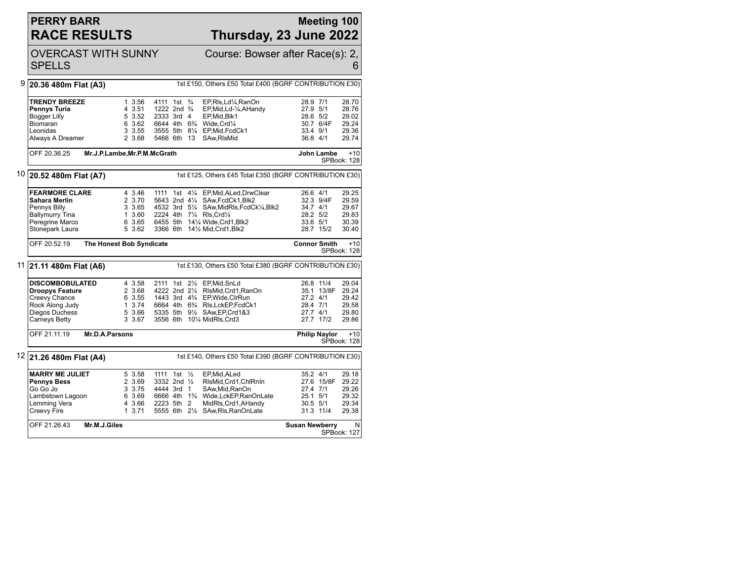# PERRY BARR
# RACE RESULTS

**Meeting 100**
**Thursday, 23 June 2022**

OVERCAST WITH SUNNY SPELLS

Course: Bowser after Race(s): 2, 6

## 9 — 20.36 480m Flat (A3)

1st £150, Others £50 Total £400 (BGRF CONTRIBUTION £30)

| | | | | | | | | | |
|---|---|---|---|---|---|---|---|---|---|
| **TRENDY BREEZE** | 1 | 3.56 | 4111 | 1st | ¾ | EP,Rls,Ld¼,RanOn | 28.9 | 7/1 | 28.70 |
| **Pennys Turia** | 4 | 3.51 | 1222 | 2nd | ¾ | EP,Mid,Ld-¼,AHandy | 27.9 | 5/1 | 28.76 |
| Bogger Lilly | 5 | 3.52 | 2333 | 3rd | 4 | EP,Mid,Blk1 | 28.6 | 5/2 | 29.02 |
| Biomaran | 6 | 3.62 | 6644 | 4th | 6¾ | Wide,Crd¼ | 30.7 | 6/4F | 29.24 |
| Leonidas | 3 | 3.55 | 3555 | 5th | 8¼ | EP,Mid,FcdCk1 | 33.4 | 9/1 | 29.36 |
| Always A Dreamer | 2 | 3.68 | 5466 | 6th | 13 | SAw,RlsMid | 36.8 | 4/1 | 29.74 |

OFF 20.36.25 **Mr.J.P.Lambe,Mr.P.M.McGrath** **John Lambe** +10 SPBook: 128

## 10 — 20.52 480m Flat (A7)

1st £125, Others £45 Total £350 (BGRF CONTRIBUTION £30)

| | | | | | | | | | |
|---|---|---|---|---|---|---|---|---|---|
| **FEARMORE CLARE** | 4 | 3.46 | 1111 | 1st | 4¼ | EP,Mid,ALed,DrwClear | 26.6 | 4/1 | 29.25 |
| **Sahara Merlin** | 2 | 3.70 | 5643 | 2nd | 4¼ | SAw,FcdCk1,Blk2 | 32.3 | 9/4F | 29.59 |
| Pennys Billy | 3 | 3.65 | 4532 | 3rd | 5¼ | SAw,MidRls,FcdCk¼,Blk2 | 34.7 | 4/1 | 29.67 |
| Ballymurry Tina | 1 | 3.60 | 2224 | 4th | 7¼ | Rls,Crd¼ | 28.2 | 5/2 | 29.83 |
| Peregrine Marco | 6 | 3.65 | 6455 | 5th | 14¼ | Wide,Crd1,Blk2 | 33.6 | 5/1 | 30.39 |
| Stonepark Laura | 5 | 3.62 | 3366 | 6th | 14½ | Mid,Crd1,Blk2 | 28.7 | 15/2 | 30.40 |

OFF 20.52.19 **The Honest Bob Syndicate** **Connor Smith** +10 SPBook: 128

## 11 — 21.11 480m Flat (A6)

1st £130, Others £50 Total £380 (BGRF CONTRIBUTION £30)

| | | | | | | | | | |
|---|---|---|---|---|---|---|---|---|---|
| **DISCOMBOBULATED** | 4 | 3.58 | 2111 | 1st | 2½ | EP,Mid,SnLd | 26.8 | 11/4 | 29.04 |
| **Droopys Feature** | 2 | 3.68 | 4222 | 2nd | 2½ | RlsMid,Crd1,RanOn | 35.1 | 13/8F | 29.24 |
| Creevy Chance | 6 | 3.55 | 1443 | 3rd | 4¾ | EP,Wide,ClrRun | 27.2 | 4/1 | 29.42 |
| Rock Along Judy | 1 | 3.74 | 6664 | 4th | 6¾ | Rls,LckEP,FcdCk1 | 28.4 | 7/1 | 29.58 |
| Diegos Duchess | 5 | 3.66 | 5335 | 5th | 9½ | SAw,EP,Crd1&3 | 27.7 | 4/1 | 29.80 |
| Carneys Betty | 3 | 3.67 | 3556 | 6th | 10¼ | MidRls,Crd3 | 27.7 | 17/2 | 29.86 |

OFF 21.11.19 **Mr.D.A.Parsons** **Philip Naylor** +10 SPBook: 128

## 12 — 21.26 480m Flat (A4)

1st £140, Others £50 Total £390 (BGRF CONTRIBUTION £30)

| | | | | | | | | | |
|---|---|---|---|---|---|---|---|---|---|
| **MARRY ME JULIET** | 5 | 3.58 | 1111 | 1st | ½ | EP,Mid,ALed | 35.2 | 4/1 | 29.18 |
| **Pennys Bess** | 2 | 3.69 | 3332 | 2nd | ½ | RlsMid,Crd1,ChlRnIn | 27.6 | 15/8F | 29.22 |
| Go Go Jo | 3 | 3.75 | 4444 | 3rd | 1 | SAw,Mid,RanOn | 27.4 | 7/1 | 29.26 |
| Lambstown Lagoon | 6 | 3.69 | 6666 | 4th | 1¾ | Wide,LckEP,RanOnLate | 25.1 | 5/1 | 29.32 |
| Lemming Vera | 4 | 3.66 | 2223 | 5th | 2 | MidRls,Crd1,AHandy | 30.5 | 5/1 | 29.34 |
| Creevy Fire | 1 | 3.71 | 5555 | 6th | 2½ | SAw,Rls,RanOnLate | 31.3 | 11/4 | 29.38 |

OFF 21.26.43 **Mr.M.J.Giles** **Susan Newberry** N SPBook: 127